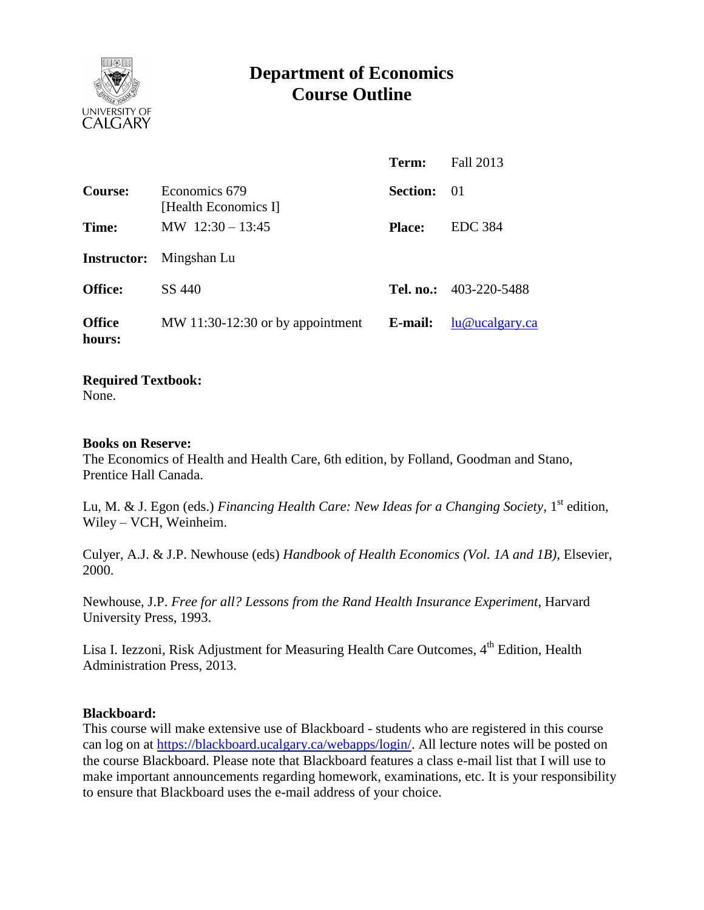# Department of Economics
## Course Outline

| | | | |
|---|---|---|---|
| | | **Term:** | Fall 2013 |
| **Course:** | Economics 679 [Health Economics I] | **Section:** | 01 |
| **Time:** | MW 12:30 – 13:45 | **Place:** | EDC 384 |
| **Instructor:** | Mingshan Lu | | |
| **Office:** | SS 440 | **Tel. no.:** | 403-220-5488 |
| **Office hours:** | MW 11:30-12:30 or by appointment | **E-mail:** | lu@ucalgary.ca |

**Required Textbook:**
None.

**Books on Reserve:**
The Economics of Health and Health Care, 6th edition, by Folland, Goodman and Stano, Prentice Hall Canada.

Lu, M. & J. Egon (eds.) *Financing Health Care: New Ideas for a Changing Society*, 1st edition, Wiley – VCH, Weinheim.

Culyer, A.J. & J.P. Newhouse (eds) *Handbook of Health Economics (Vol. 1A and 1B)*, Elsevier, 2000.

Newhouse, J.P. *Free for all? Lessons from the Rand Health Insurance Experiment*, Harvard University Press, 1993.

Lisa I. Iezzoni, Risk Adjustment for Measuring Health Care Outcomes, 4th Edition, Health Administration Press, 2013.

**Blackboard:**
This course will make extensive use of Blackboard - students who are registered in this course can log on at https://blackboard.ucalgary.ca/webapps/login/. All lecture notes will be posted on the course Blackboard. Please note that Blackboard features a class e-mail list that I will use to make important announcements regarding homework, examinations, etc. It is your responsibility to ensure that Blackboard uses the e-mail address of your choice.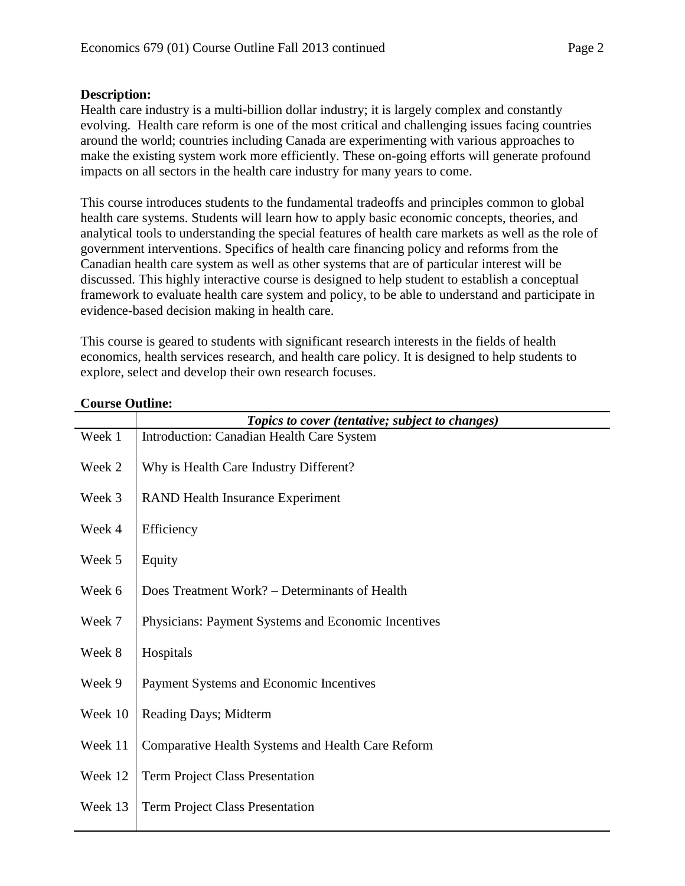**Description:**

Health care industry is a multi-billion dollar industry; it is largely complex and constantly evolving. Health care reform is one of the most critical and challenging issues facing countries around the world; countries including Canada are experimenting with various approaches to make the existing system work more efficiently. These on-going efforts will generate profound impacts on all sectors in the health care industry for many years to come.

This course introduces students to the fundamental tradeoffs and principles common to global health care systems. Students will learn how to apply basic economic concepts, theories, and analytical tools to understanding the special features of health care markets as well as the role of government interventions. Specifics of health care financing policy and reforms from the Canadian health care system as well as other systems that are of particular interest will be discussed. This highly interactive course is designed to help student to establish a conceptual framework to evaluate health care system and policy, to be able to understand and participate in evidence-based decision making in health care.

This course is geared to students with significant research interests in the fields of health economics, health services research, and health care policy. It is designed to help students to explore, select and develop their own research focuses.

**Course Outline:**

| | ***Topics to cover (tentative; subject to changes)*** |
|---|---|
| Week 1 | Introduction: Canadian Health Care System |
| Week 2 | Why is Health Care Industry Different? |
| Week 3 | RAND Health Insurance Experiment |
| Week 4 | Efficiency |
| Week 5 | Equity |
| Week 6 | Does Treatment Work? – Determinants of Health |
| Week 7 | Physicians: Payment Systems and Economic Incentives |
| Week 8 | Hospitals |
| Week 9 | Payment Systems and Economic Incentives |
| Week 10 | Reading Days; Midterm |
| Week 11 | Comparative Health Systems and Health Care Reform |
| Week 12 | Term Project Class Presentation |
| Week 13 | Term Project Class Presentation |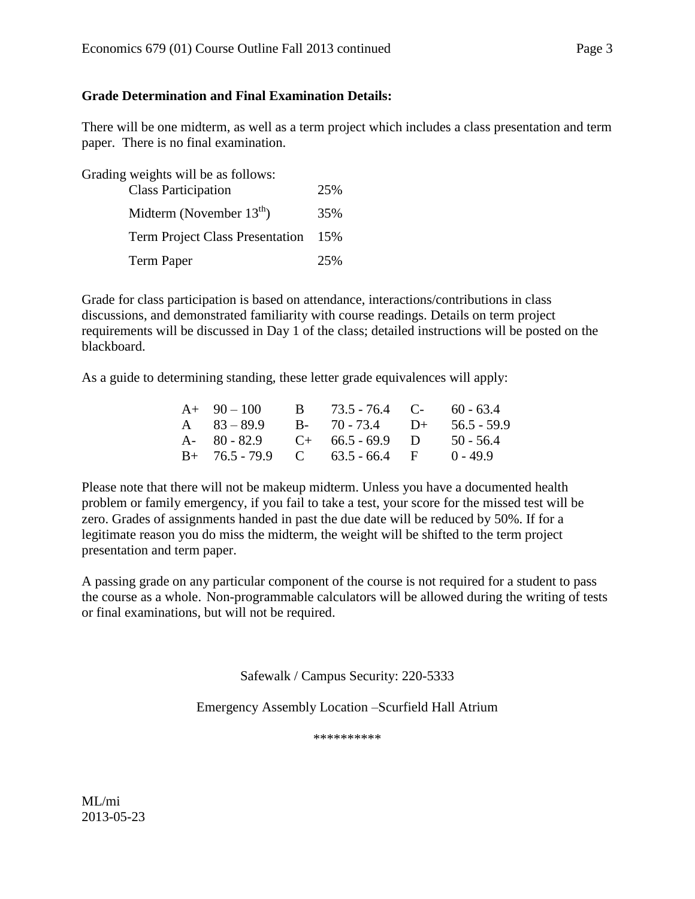**Grade Determination and Final Examination Details:**

There will be one midterm, as well as a term project which includes a class presentation and term paper. There is no final examination.

Grading weights will be as follows:

| | |
|---|---|
| Class Participation | 25% |
| Midterm (November 13th) | 35% |
| Term Project Class Presentation | 15% |
| Term Paper | 25% |

Grade for class participation is based on attendance, interactions/contributions in class discussions, and demonstrated familiarity with course readings. Details on term project requirements will be discussed in Day 1 of the class; detailed instructions will be posted on the blackboard.

As a guide to determining standing, these letter grade equivalences will apply:

| | | | | | |
|---|---|---|---|---|---|
| A+ | 90 – 100 | B | 73.5 - 76.4 | C- | 60 - 63.4 |
| A | 83 – 89.9 | B- | 70 - 73.4 | D+ | 56.5 - 59.9 |
| A- | 80 - 82.9 | C+ | 66.5 - 69.9 | D | 50 - 56.4 |
| B+ | 76.5 - 79.9 | C | 63.5 - 66.4 | F | 0 - 49.9 |

Please note that there will not be makeup midterm. Unless you have a documented health problem or family emergency, if you fail to take a test, your score for the missed test will be zero. Grades of assignments handed in past the due date will be reduced by 50%. If for a legitimate reason you do miss the midterm, the weight will be shifted to the term project presentation and term paper.

A passing grade on any particular component of the course is not required for a student to pass the course as a whole. Non-programmable calculators will be allowed during the writing of tests or final examinations, but will not be required.

Safewalk / Campus Security: 220-5333

Emergency Assembly Location –Scurfield Hall Atrium

**********

ML/mi
2013-05-23